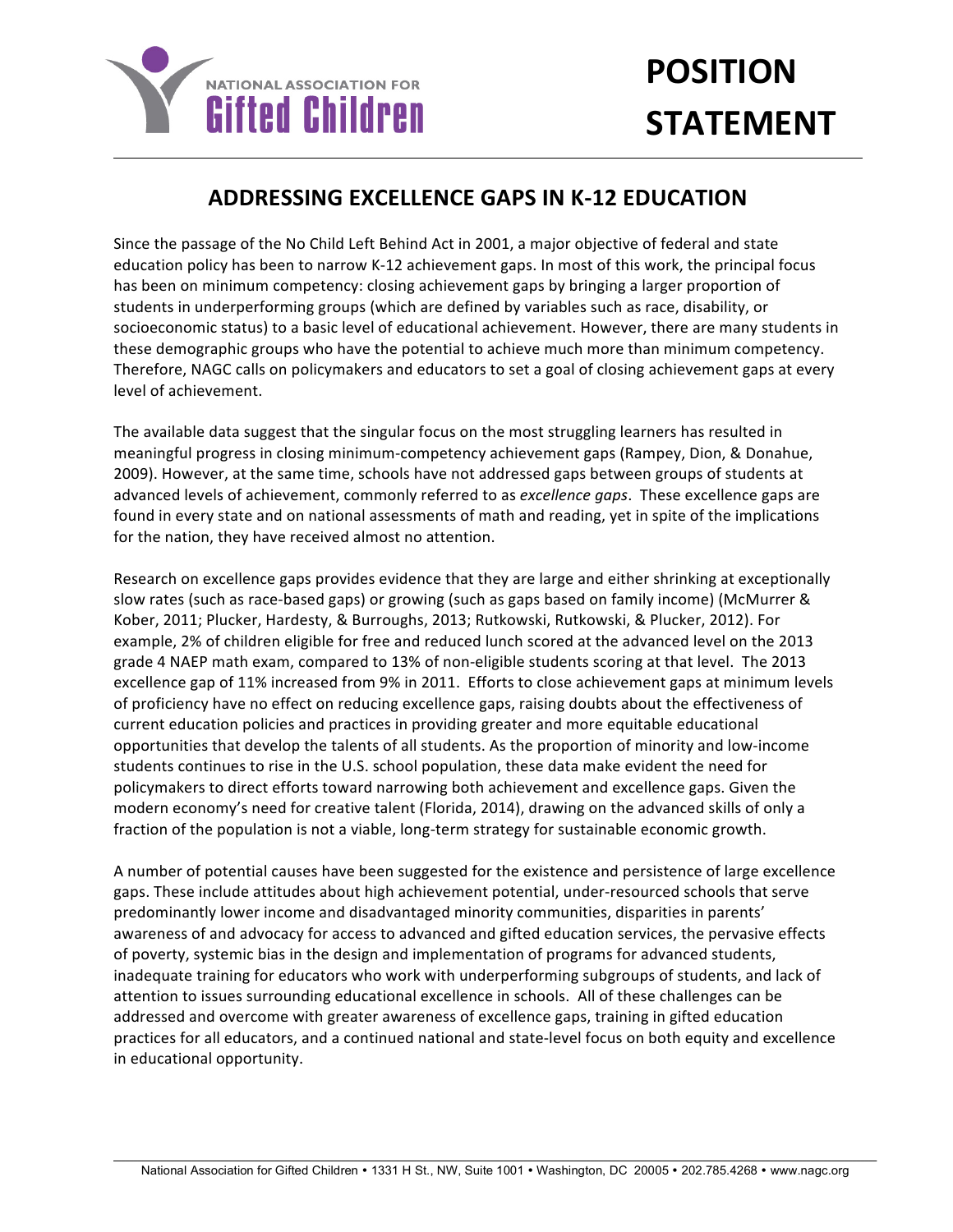NATIONAL ASSOCIATION FOR **Gifted Children**

# POSITION STATEMENT

## ADDRESSING EXCELLENCE GAPS IN K-12 EDUCATION

Since the passage of the No Child Left Behind Act in 2001, a major objective of federal and state education policy has been to narrow K-12 achievement gaps. In most of this work, the principal focus has been on minimum competency: closing achievement gaps by bringing a larger proportion of students in underperforming groups (which are defined by variables such as race, disability, or socioeconomic status) to a basic level of educational achievement. However, there are many students in these demographic groups who have the potential to achieve much more than minimum competency. Therefore, NAGC calls on policymakers and educators to set a goal of closing achievement gaps at every level of achievement.

The available data suggest that the singular focus on the most struggling learners has resulted in meaningful progress in closing minimum-competency achievement gaps (Rampey, Dion, & Donahue, 2009). However, at the same time, schools have not addressed gaps between groups of students at advanced levels of achievement, commonly referred to as *excellence gaps*. These excellence gaps are found in every state and on national assessments of math and reading, yet in spite of the implications for the nation, they have received almost no attention.

Research on excellence gaps provides evidence that they are large and either shrinking at exceptionally slow rates (such as race-based gaps) or growing (such as gaps based on family income) (McMurrer & Kober, 2011; Plucker, Hardesty, & Burroughs, 2013; Rutkowski, Rutkowski, & Plucker, 2012). For example, 2% of children eligible for free and reduced lunch scored at the advanced level on the 2013 grade 4 NAEP math exam, compared to 13% of non-eligible students scoring at that level. The 2013 excellence gap of 11% increased from 9% in 2011. Efforts to close achievement gaps at minimum levels of proficiency have no effect on reducing excellence gaps, raising doubts about the effectiveness of current education policies and practices in providing greater and more equitable educational opportunities that develop the talents of all students. As the proportion of minority and low-income students continues to rise in the U.S. school population, these data make evident the need for policymakers to direct efforts toward narrowing both achievement and excellence gaps. Given the modern economy's need for creative talent (Florida, 2014), drawing on the advanced skills of only a fraction of the population is not a viable, long-term strategy for sustainable economic growth.

A number of potential causes have been suggested for the existence and persistence of large excellence gaps. These include attitudes about high achievement potential, under-resourced schools that serve predominantly lower income and disadvantaged minority communities, disparities in parents' awareness of and advocacy for access to advanced and gifted education services, the pervasive effects of poverty, systemic bias in the design and implementation of programs for advanced students, inadequate training for educators who work with underperforming subgroups of students, and lack of attention to issues surrounding educational excellence in schools. All of these challenges can be addressed and overcome with greater awareness of excellence gaps, training in gifted education practices for all educators, and a continued national and state-level focus on both equity and excellence in educational opportunity.

National Association for Gifted Children • 1331 H St., NW, Suite 1001 • Washington, DC 20005 • 202.785.4268 • www.nagc.org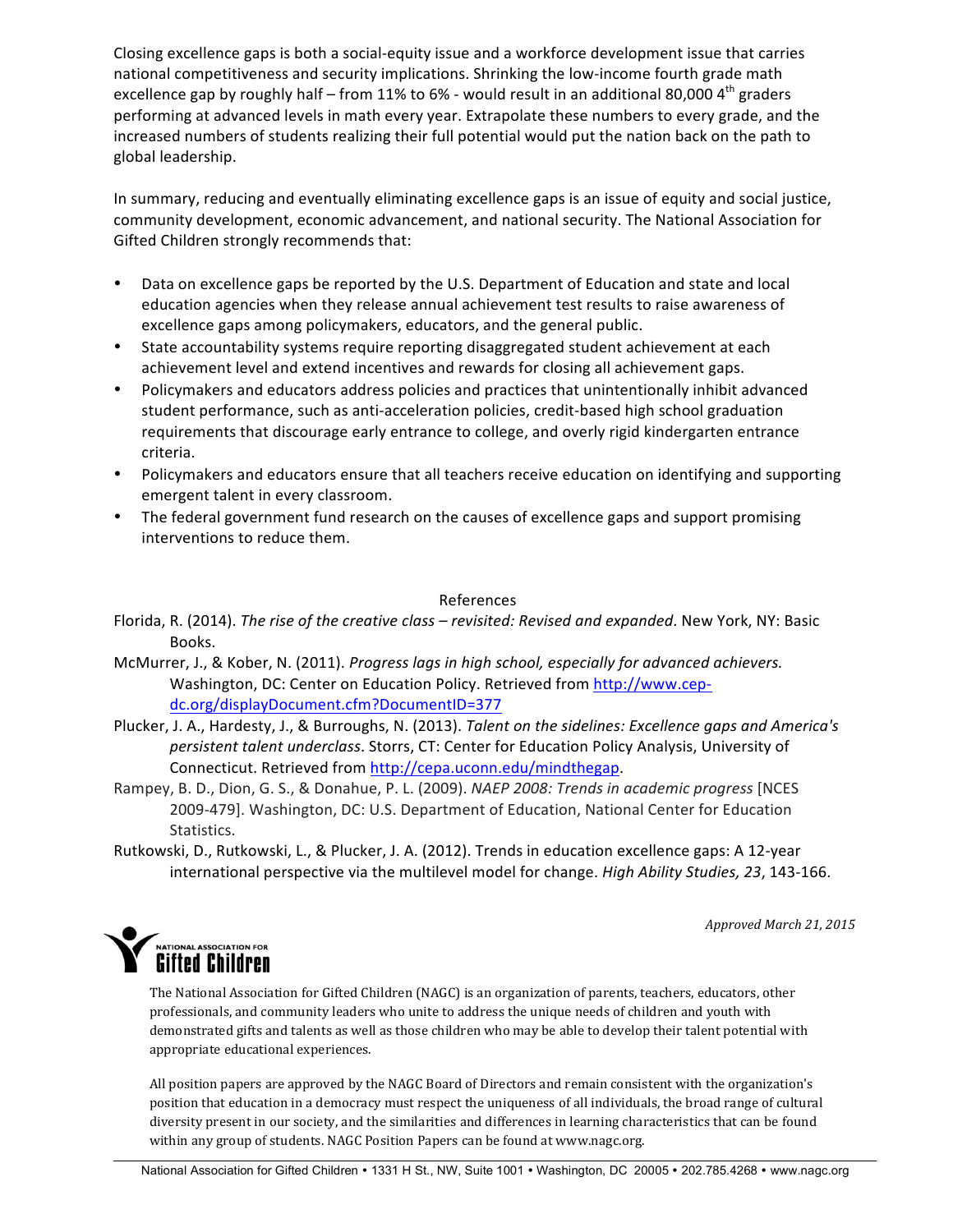Closing excellence gaps is both a social-equity issue and a workforce development issue that carries national competitiveness and security implications. Shrinking the low-income fourth grade math excellence gap by roughly half – from 11% to 6% - would result in an additional 80,000 4th graders performing at advanced levels in math every year. Extrapolate these numbers to every grade, and the increased numbers of students realizing their full potential would put the nation back on the path to global leadership.

In summary, reducing and eventually eliminating excellence gaps is an issue of equity and social justice, community development, economic advancement, and national security. The National Association for Gifted Children strongly recommends that:

- Data on excellence gaps be reported by the U.S. Department of Education and state and local education agencies when they release annual achievement test results to raise awareness of excellence gaps among policymakers, educators, and the general public.
- State accountability systems require reporting disaggregated student achievement at each achievement level and extend incentives and rewards for closing all achievement gaps.
- Policymakers and educators address policies and practices that unintentionally inhibit advanced student performance, such as anti-acceleration policies, credit-based high school graduation requirements that discourage early entrance to college, and overly rigid kindergarten entrance criteria.
- Policymakers and educators ensure that all teachers receive education on identifying and supporting emergent talent in every classroom.
- The federal government fund research on the causes of excellence gaps and support promising interventions to reduce them.

## References

Florida, R. (2014). *The rise of the creative class – revisited: Revised and expanded*. New York, NY: Basic Books.

McMurrer, J., & Kober, N. (2011). *Progress lags in high school, especially for advanced achievers.* Washington, DC: Center on Education Policy. Retrieved from http://www.cep-dc.org/displayDocument.cfm?DocumentID=377

Plucker, J. A., Hardesty, J., & Burroughs, N. (2013). *Talent on the sidelines: Excellence gaps and America's persistent talent underclass*. Storrs, CT: Center for Education Policy Analysis, University of Connecticut. Retrieved from http://cepa.uconn.edu/mindthegap.

Rampey, B. D., Dion, G. S., & Donahue, P. L. (2009). *NAEP 2008: Trends in academic progress* [NCES 2009-479]. Washington, DC: U.S. Department of Education, National Center for Education Statistics.

Rutkowski, D., Rutkowski, L., & Plucker, J. A. (2012). Trends in education excellence gaps: A 12-year international perspective via the multilevel model for change. *High Ability Studies, 23*, 143-166.

*Approved March 21, 2015*

NATIONAL ASSOCIATION FOR Gifted Children

The National Association for Gifted Children (NAGC) is an organization of parents, teachers, educators, other professionals, and community leaders who unite to address the unique needs of children and youth with demonstrated gifts and talents as well as those children who may be able to develop their talent potential with appropriate educational experiences.

All position papers are approved by the NAGC Board of Directors and remain consistent with the organization's position that education in a democracy must respect the uniqueness of all individuals, the broad range of cultural diversity present in our society, and the similarities and differences in learning characteristics that can be found within any group of students. NAGC Position Papers can be found at www.nagc.org.

National Association for Gifted Children • 1331 H St., NW, Suite 1001 • Washington, DC 20005 • 202.785.4268 • www.nagc.org